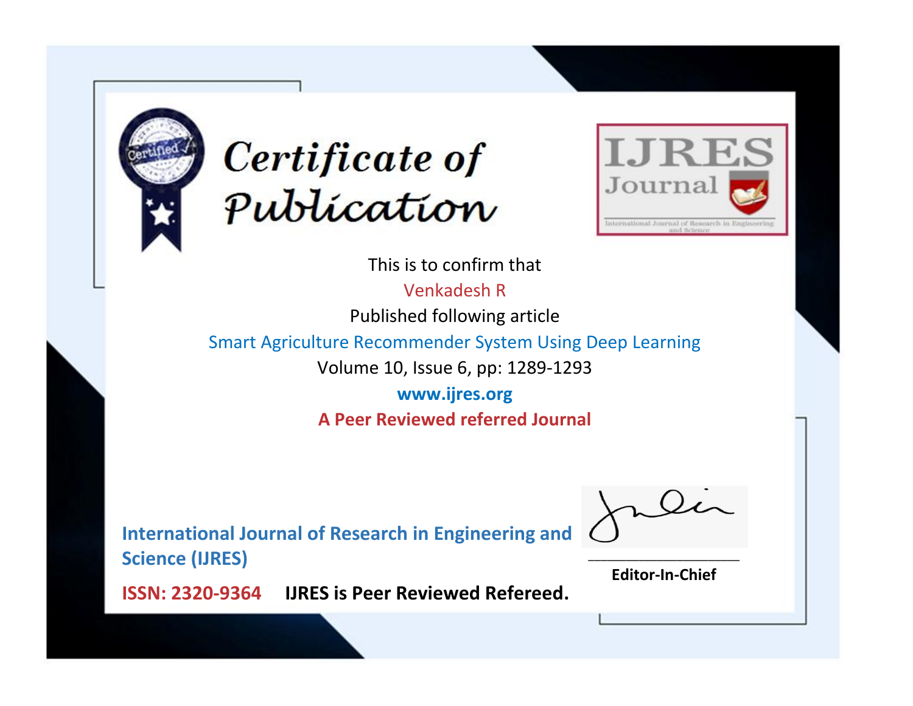# Certificate of Publication

**IJRES Journal**

International Journal of Research in Engineering and Science

This is to confirm that

Venkadesh R

Published following article

Smart Agriculture Recommender System Using Deep Learning

Volume 10, Issue 6, pp: 1289-1293

**www.ijres.org**

**A Peer Reviewed referred Journal**

**International Journal of Research in Engineering and Science (IJRES)**

**ISSN: 2320-9364** **IJRES is Peer Reviewed Refereed.**

___________________

**Editor-In-Chief**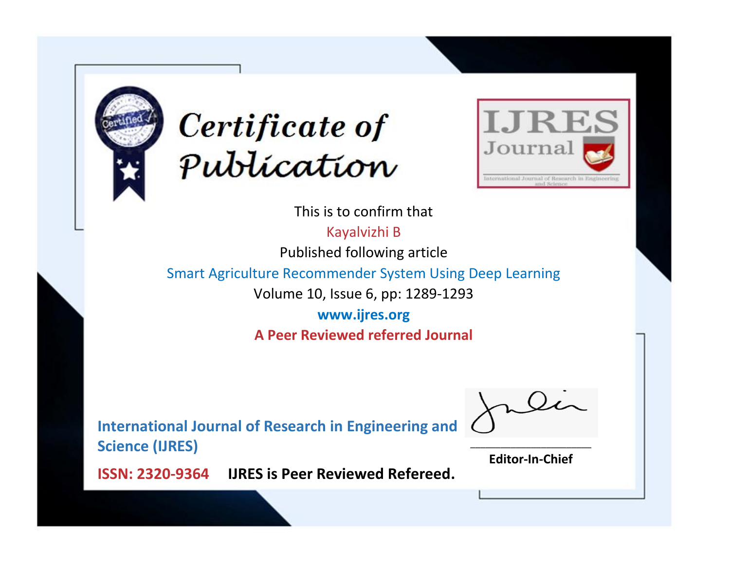# Certificate of Publication

IJRES Journal

International Journal of Research in Engineering and Science

This is to confirm that

Kayalvizhi B

Published following article

Smart Agriculture Recommender System Using Deep Learning

Volume 10, Issue 6, pp: 1289-1293

www.ijres.org

**A Peer Reviewed referred Journal**

**International Journal of Research in Engineering and Science (IJRES)**

**ISSN: 2320-9364** **IJRES is Peer Reviewed Refereed.**

**Editor-In-Chief**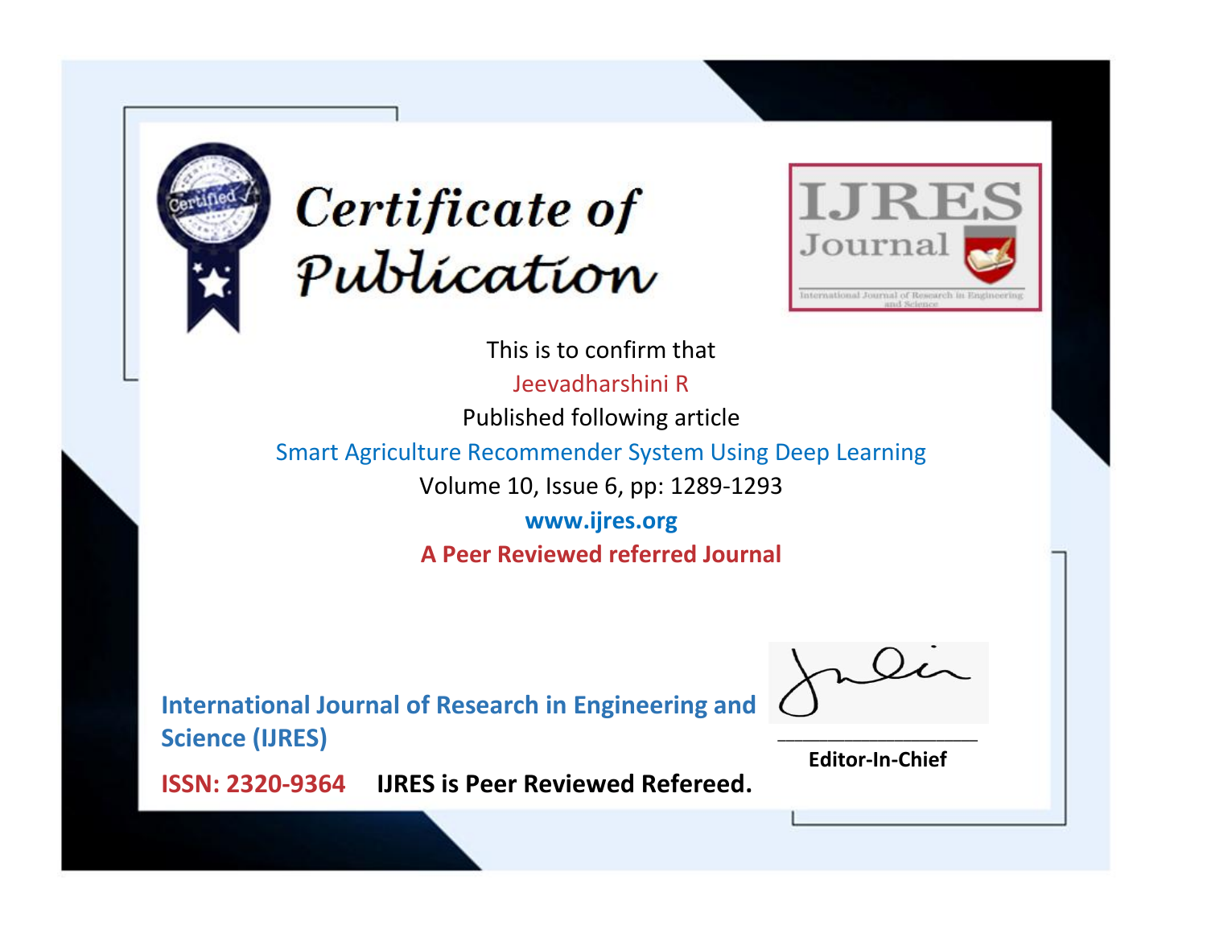# Certificate of Publication

IJRES Journal

International Journal of Research in Engineering and Science

This is to confirm that

Jeevadharshini R

Published following article

Smart Agriculture Recommender System Using Deep Learning

Volume 10, Issue 6, pp: 1289-1293

**www.ijres.org**

**A Peer Reviewed referred Journal**

**International Journal of Research in Engineering and Science (IJRES)**

**ISSN: 2320-9364** **IJRES is Peer Reviewed Refereed.**

**Editor-In-Chief**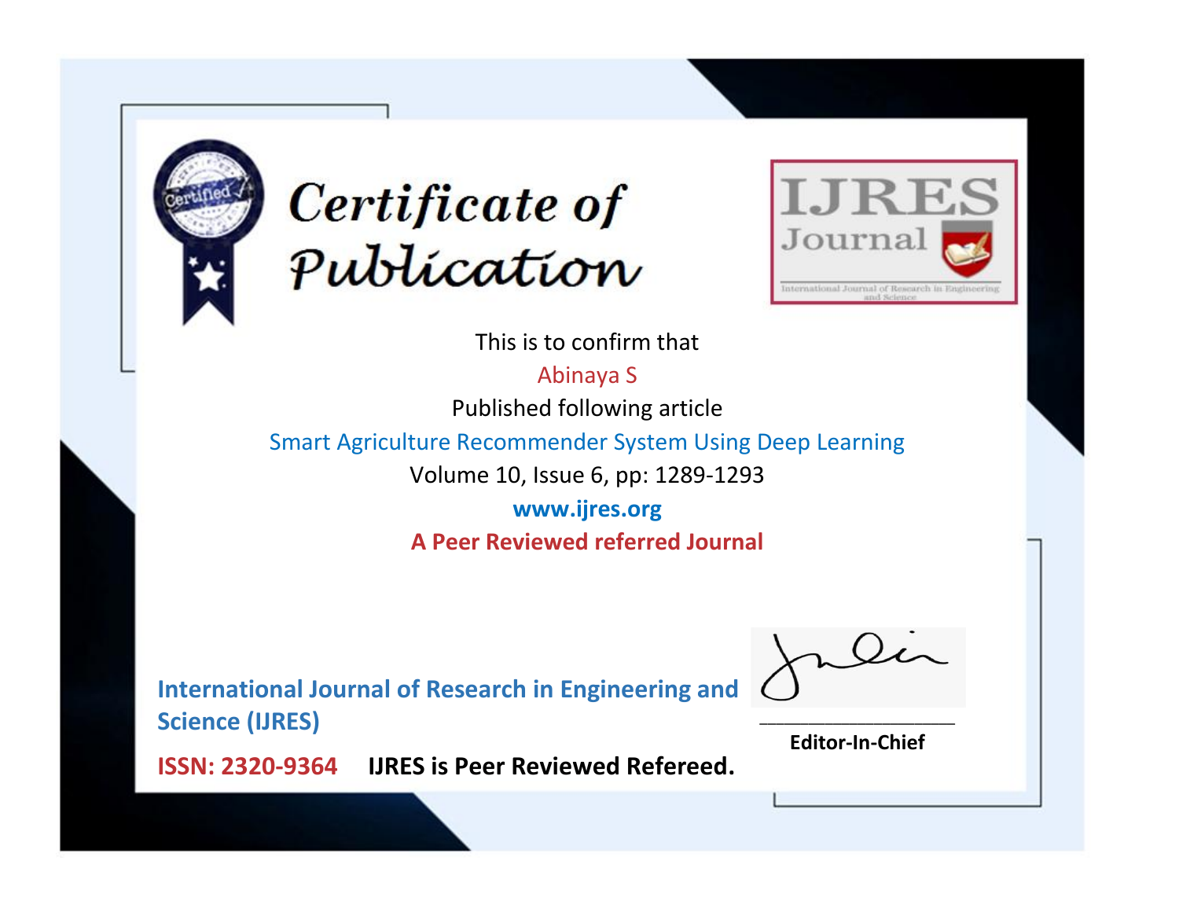# Certificate of Publication

IJRES Journal

International Journal of Research in Engineering and Science

This is to confirm that

Abinaya S

Published following article

Smart Agriculture Recommender System Using Deep Learning

Volume 10, Issue 6, pp: 1289-1293

**www.ijres.org**

**A Peer Reviewed referred Journal**

**International Journal of Research in Engineering and Science (IJRES)**

**ISSN: 2320-9364** **IJRES is Peer Reviewed Refereed.**

**Editor-In-Chief**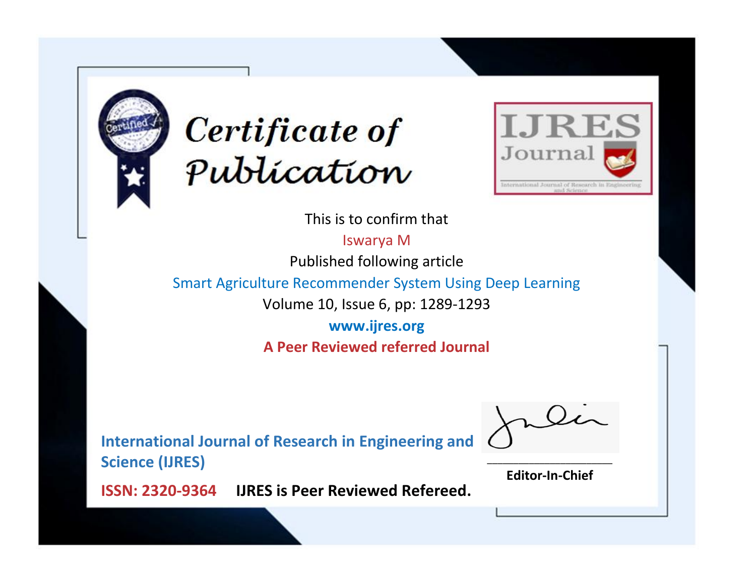# Certificate of Publication

IJRES Journal

International Journal of Research in Engineering and Science

This is to confirm that

Iswarya M

Published following article

Smart Agriculture Recommender System Using Deep Learning

Volume 10, Issue 6, pp: 1289-1293

www.ijres.org

**A Peer Reviewed referred Journal**

**International Journal of Research in Engineering and Science (IJRES)**

**ISSN: 2320-9364** **IJRES is Peer Reviewed Refereed.**

**Editor-In-Chief**